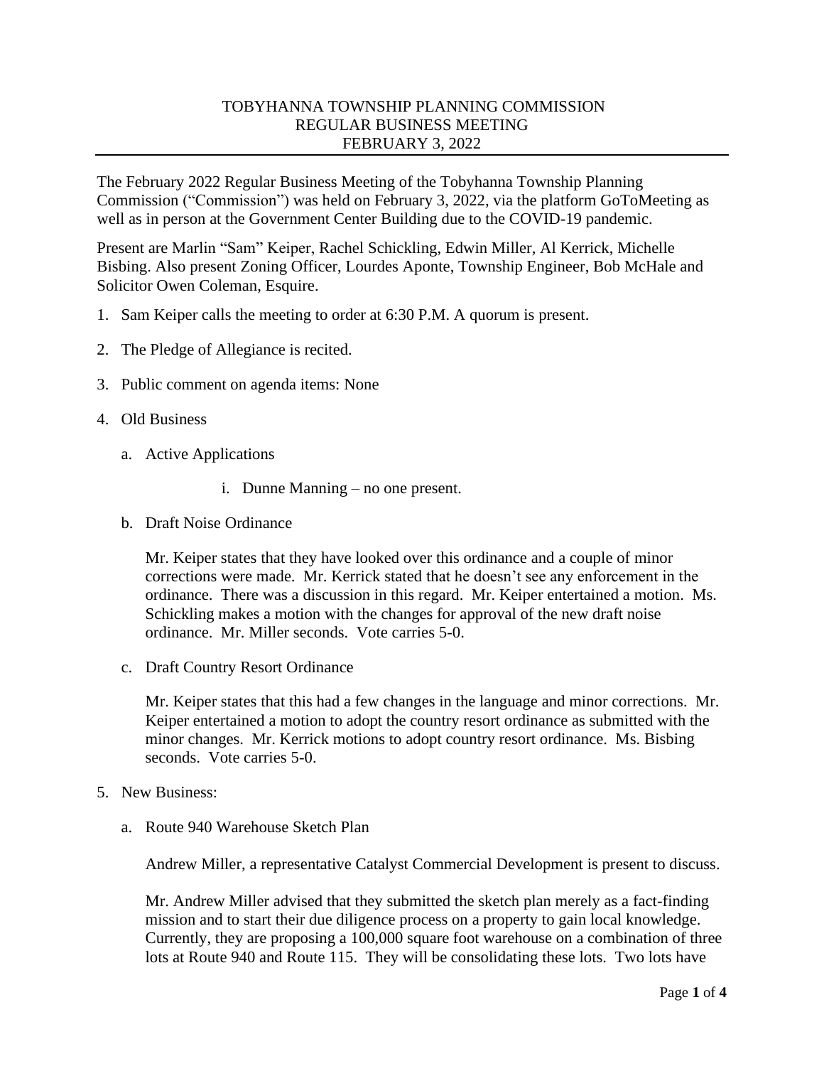# TOBYHANNA TOWNSHIP PLANNING COMMISSION
## REGULAR BUSINESS MEETING
## FEBRUARY 3, 2022

The February 2022 Regular Business Meeting of the Tobyhanna Township Planning Commission ("Commission") was held on February 3, 2022, via the platform GoToMeeting as well as in person at the Government Center Building due to the COVID-19 pandemic.

Present are Marlin "Sam" Keiper, Rachel Schickling, Edwin Miller, Al Kerrick, Michelle Bisbing. Also present Zoning Officer, Lourdes Aponte, Township Engineer, Bob McHale and Solicitor Owen Coleman, Esquire.

1. Sam Keiper calls the meeting to order at 6:30 P.M. A quorum is present.

2. The Pledge of Allegiance is recited.

3. Public comment on agenda items: None

4. Old Business

   a. Active Applications

      i. Dunne Manning – no one present.

   b. Draft Noise Ordinance

      Mr. Keiper states that they have looked over this ordinance and a couple of minor corrections were made. Mr. Kerrick stated that he doesn't see any enforcement in the ordinance. There was a discussion in this regard. Mr. Keiper entertained a motion. Ms. Schickling makes a motion with the changes for approval of the new draft noise ordinance. Mr. Miller seconds. Vote carries 5-0.

   c. Draft Country Resort Ordinance

      Mr. Keiper states that this had a few changes in the language and minor corrections. Mr. Keiper entertained a motion to adopt the country resort ordinance as submitted with the minor changes. Mr. Kerrick motions to adopt country resort ordinance. Ms. Bisbing seconds. Vote carries 5-0.

5. New Business:

   a. Route 940 Warehouse Sketch Plan

      Andrew Miller, a representative Catalyst Commercial Development is present to discuss.

      Mr. Andrew Miller advised that they submitted the sketch plan merely as a fact-finding mission and to start their due diligence process on a property to gain local knowledge. Currently, they are proposing a 100,000 square foot warehouse on a combination of three lots at Route 940 and Route 115. They will be consolidating these lots. Two lots have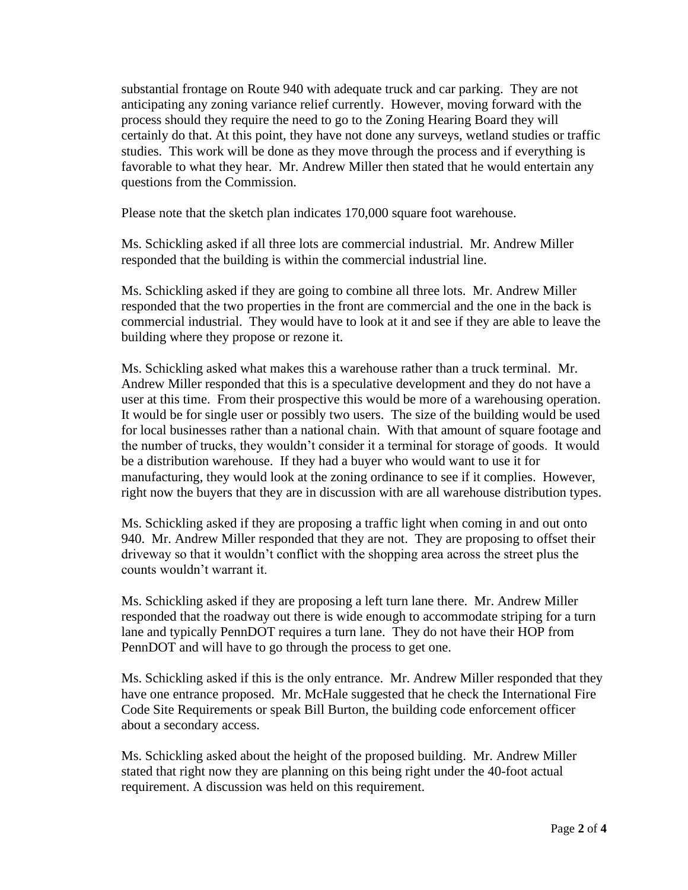substantial frontage on Route 940 with adequate truck and car parking. They are not anticipating any zoning variance relief currently. However, moving forward with the process should they require the need to go to the Zoning Hearing Board they will certainly do that. At this point, they have not done any surveys, wetland studies or traffic studies. This work will be done as they move through the process and if everything is favorable to what they hear. Mr. Andrew Miller then stated that he would entertain any questions from the Commission.

Please note that the sketch plan indicates 170,000 square foot warehouse.

Ms. Schickling asked if all three lots are commercial industrial. Mr. Andrew Miller responded that the building is within the commercial industrial line.

Ms. Schickling asked if they are going to combine all three lots. Mr. Andrew Miller responded that the two properties in the front are commercial and the one in the back is commercial industrial. They would have to look at it and see if they are able to leave the building where they propose or rezone it.

Ms. Schickling asked what makes this a warehouse rather than a truck terminal. Mr. Andrew Miller responded that this is a speculative development and they do not have a user at this time. From their prospective this would be more of a warehousing operation. It would be for single user or possibly two users. The size of the building would be used for local businesses rather than a national chain. With that amount of square footage and the number of trucks, they wouldn't consider it a terminal for storage of goods. It would be a distribution warehouse. If they had a buyer who would want to use it for manufacturing, they would look at the zoning ordinance to see if it complies. However, right now the buyers that they are in discussion with are all warehouse distribution types.

Ms. Schickling asked if they are proposing a traffic light when coming in and out onto 940. Mr. Andrew Miller responded that they are not. They are proposing to offset their driveway so that it wouldn't conflict with the shopping area across the street plus the counts wouldn't warrant it.

Ms. Schickling asked if they are proposing a left turn lane there. Mr. Andrew Miller responded that the roadway out there is wide enough to accommodate striping for a turn lane and typically PennDOT requires a turn lane. They do not have their HOP from PennDOT and will have to go through the process to get one.

Ms. Schickling asked if this is the only entrance. Mr. Andrew Miller responded that they have one entrance proposed. Mr. McHale suggested that he check the International Fire Code Site Requirements or speak Bill Burton, the building code enforcement officer about a secondary access.

Ms. Schickling asked about the height of the proposed building. Mr. Andrew Miller stated that right now they are planning on this being right under the 40-foot actual requirement. A discussion was held on this requirement.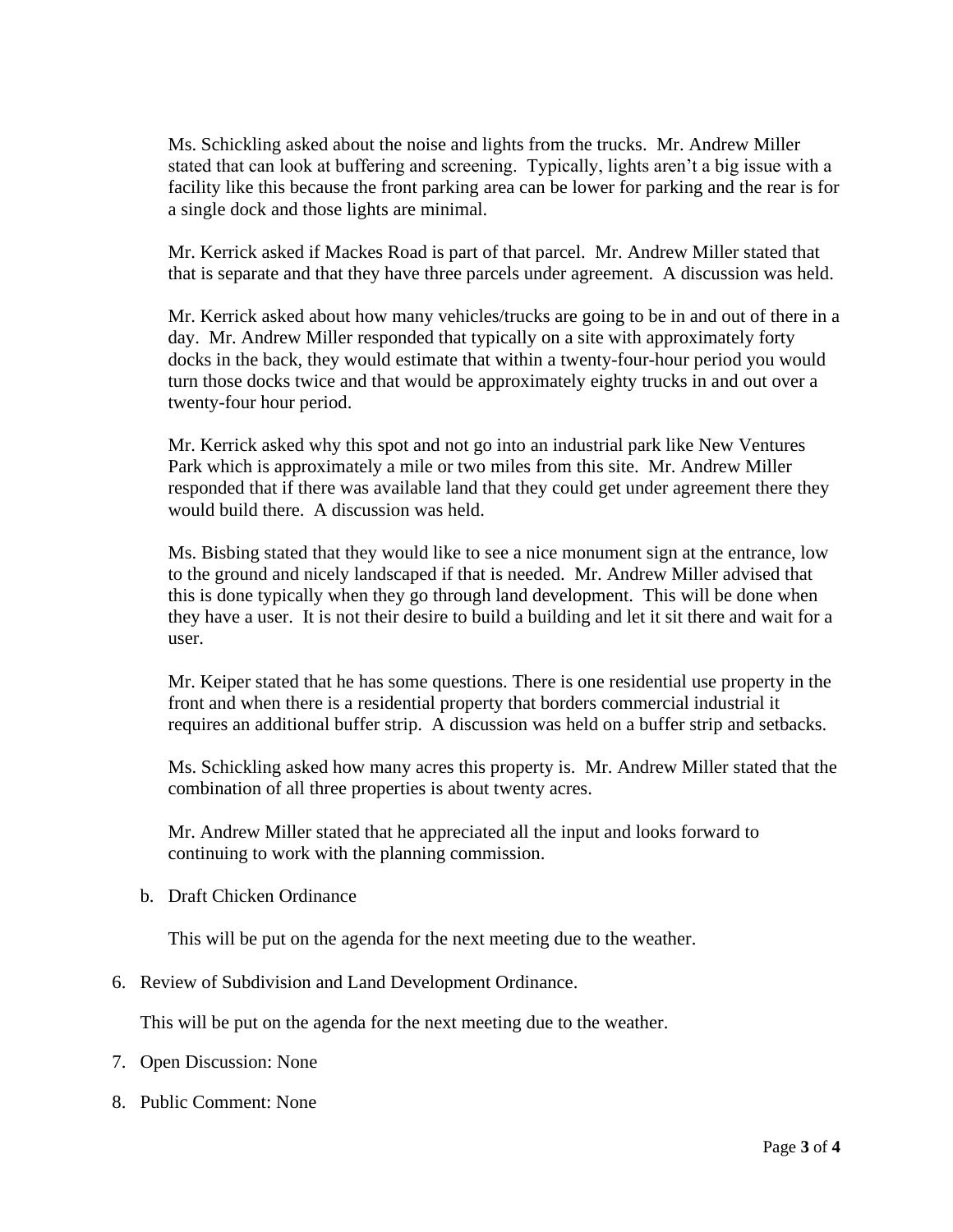Ms. Schickling asked about the noise and lights from the trucks. Mr. Andrew Miller stated that can look at buffering and screening. Typically, lights aren't a big issue with a facility like this because the front parking area can be lower for parking and the rear is for a single dock and those lights are minimal.

Mr. Kerrick asked if Mackes Road is part of that parcel. Mr. Andrew Miller stated that that is separate and that they have three parcels under agreement. A discussion was held.

Mr. Kerrick asked about how many vehicles/trucks are going to be in and out of there in a day. Mr. Andrew Miller responded that typically on a site with approximately forty docks in the back, they would estimate that within a twenty-four-hour period you would turn those docks twice and that would be approximately eighty trucks in and out over a twenty-four hour period.

Mr. Kerrick asked why this spot and not go into an industrial park like New Ventures Park which is approximately a mile or two miles from this site. Mr. Andrew Miller responded that if there was available land that they could get under agreement there they would build there. A discussion was held.

Ms. Bisbing stated that they would like to see a nice monument sign at the entrance, low to the ground and nicely landscaped if that is needed. Mr. Andrew Miller advised that this is done typically when they go through land development. This will be done when they have a user. It is not their desire to build a building and let it sit there and wait for a user.

Mr. Keiper stated that he has some questions. There is one residential use property in the front and when there is a residential property that borders commercial industrial it requires an additional buffer strip. A discussion was held on a buffer strip and setbacks.

Ms. Schickling asked how many acres this property is. Mr. Andrew Miller stated that the combination of all three properties is about twenty acres.

Mr. Andrew Miller stated that he appreciated all the input and looks forward to continuing to work with the planning commission.

b. Draft Chicken Ordinance

This will be put on the agenda for the next meeting due to the weather.

6. Review of Subdivision and Land Development Ordinance.

This will be put on the agenda for the next meeting due to the weather.

7. Open Discussion: None

8. Public Comment: None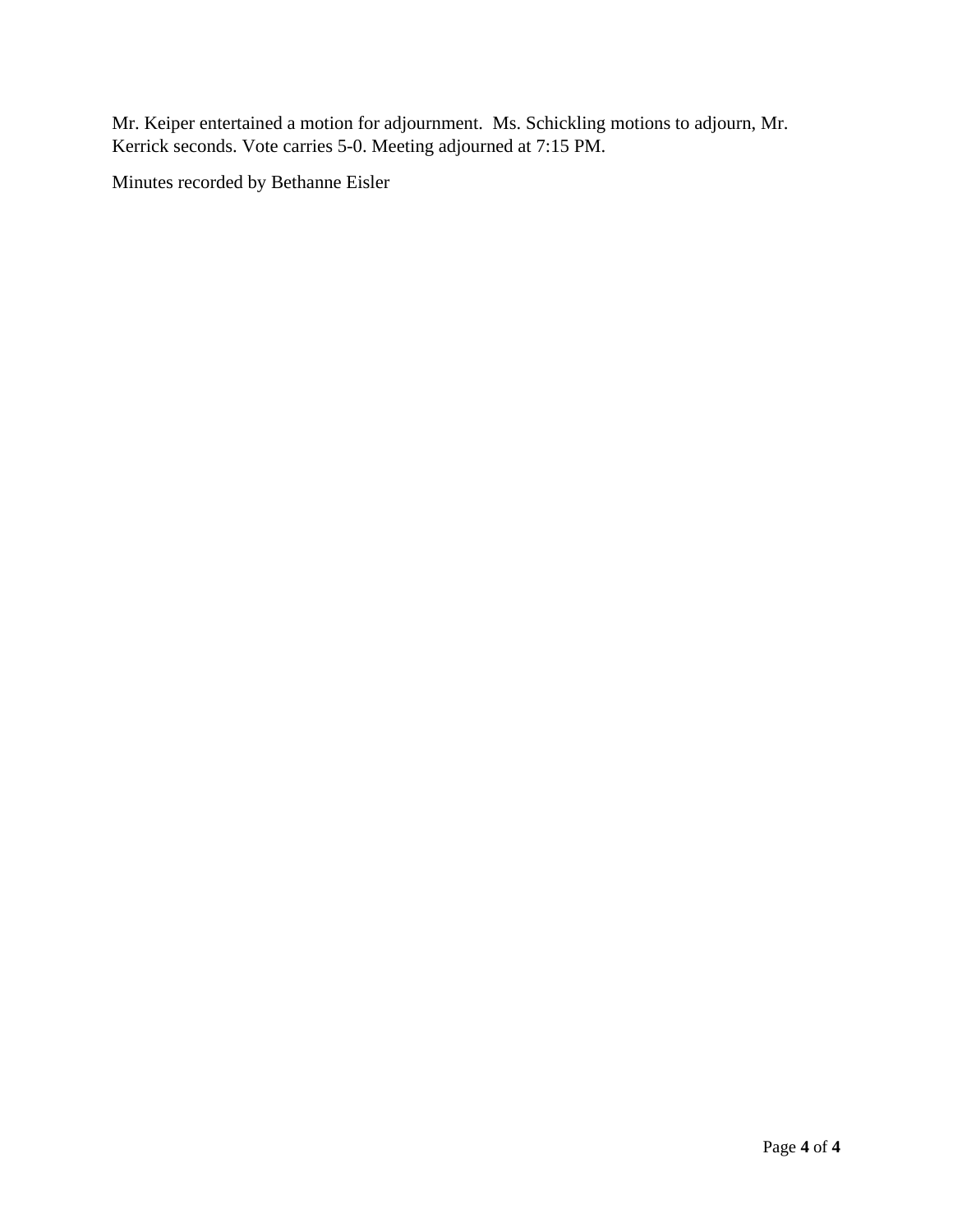Mr. Keiper entertained a motion for adjournment. Ms. Schickling motions to adjourn, Mr. Kerrick seconds. Vote carries 5-0. Meeting adjourned at 7:15 PM.

Minutes recorded by Bethanne Eisler